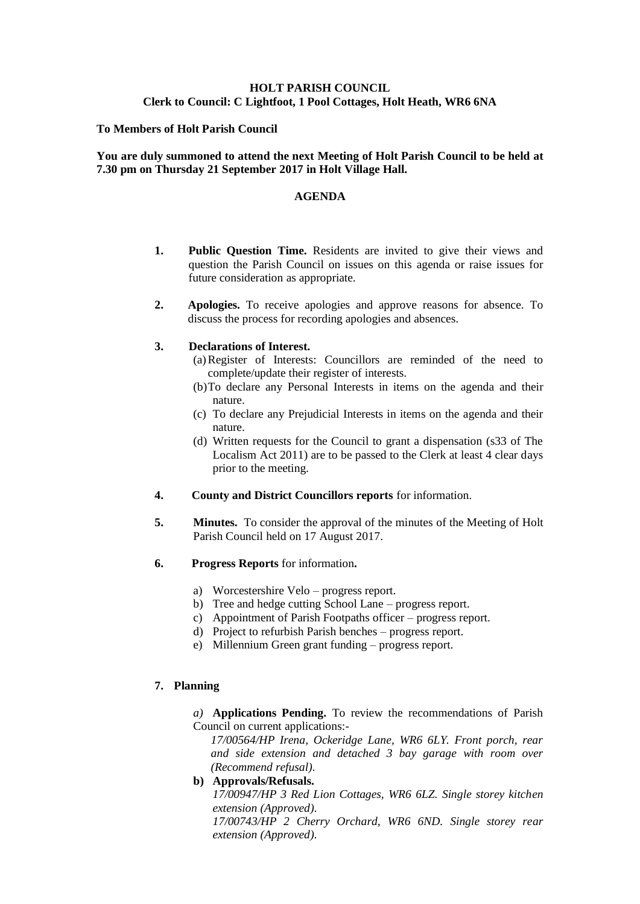**HOLT PARISH COUNCIL**
**Clerk to Council: C Lightfoot, 1 Pool Cottages, Holt Heath, WR6 6NA**

**To Members of Holt Parish Council**

**You are duly summoned to attend the next Meeting of Holt Parish Council to be held at 7.30 pm on Thursday 21 September 2017 in Holt Village Hall.**

**AGENDA**

1. **Public Question Time.** Residents are invited to give their views and question the Parish Council on issues on this agenda or raise issues for future consideration as appropriate.

2. **Apologies.** To receive apologies and approve reasons for absence. To discuss the process for recording apologies and absences.

3. **Declarations of Interest.**
   (a) Register of Interests: Councillors are reminded of the need to complete/update their register of interests.
   (b) To declare any Personal Interests in items on the agenda and their nature.
   (c) To declare any Prejudicial Interests in items on the agenda and their nature.
   (d) Written requests for the Council to grant a dispensation (s33 of The Localism Act 2011) are to be passed to the Clerk at least 4 clear days prior to the meeting.

4. **County and District Councillors reports** for information.

5. **Minutes.** To consider the approval of the minutes of the Meeting of Holt Parish Council held on 17 August 2017.

6. **Progress Reports** for information**.**
   a) Worcestershire Velo – progress report.
   b) Tree and hedge cutting School Lane – progress report.
   c) Appointment of Parish Footpaths officer – progress report.
   d) Project to refurbish Parish benches – progress report.
   e) Millennium Green grant funding – progress report.

7. **Planning**

   *a)* **Applications Pending.** To review the recommendations of Parish Council on current applications:-
   *17/00564/HP Irena, Ockeridge Lane, WR6 6LY. Front porch, rear and side extension and detached 3 bay garage with room over (Recommend refusal).*

   **b) Approvals/Refusals.**
   *17/00947/HP 3 Red Lion Cottages, WR6 6LZ. Single storey kitchen extension (Approved).*
   *17/00743/HP 2 Cherry Orchard, WR6 6ND. Single storey rear extension (Approved).*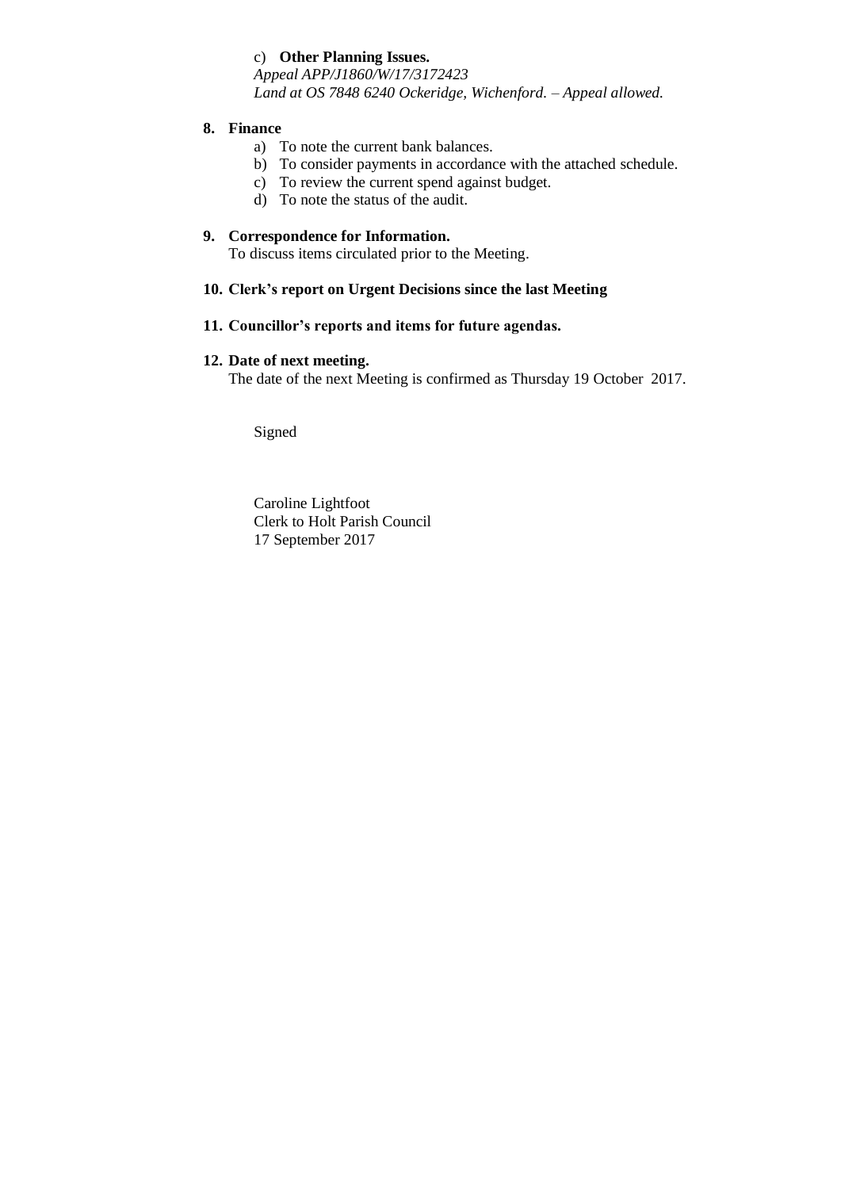c) **Other Planning Issues.**

*Appeal APP/J1860/W/17/3172423*

*Land at OS 7848 6240 Ockeridge, Wichenford. – Appeal allowed.*

**8. Finance**

a) To note the current bank balances.
b) To consider payments in accordance with the attached schedule.
c) To review the current spend against budget.
d) To note the status of the audit.

**9. Correspondence for Information.**

To discuss items circulated prior to the Meeting.

**10. Clerk's report on Urgent Decisions since the last Meeting**

**11. Councillor's reports and items for future agendas.**

**12. Date of next meeting.**

The date of the next Meeting is confirmed as Thursday 19 October 2017.

Signed

Caroline Lightfoot
Clerk to Holt Parish Council
17 September 2017